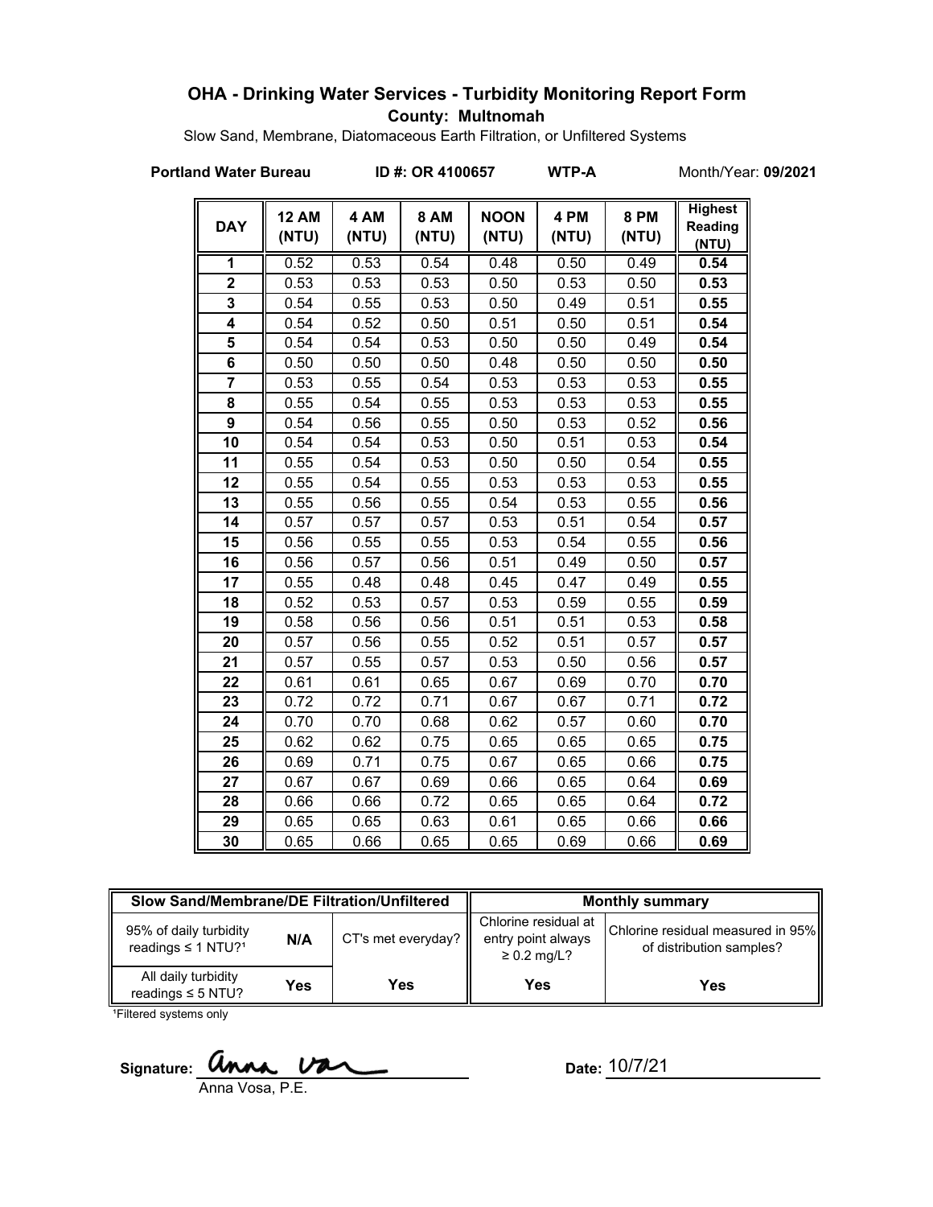# OHA - Drinking Water Services - Turbidity Monitoring Report Form

**County: Multnomah**

Slow Sand, Membrane, Diatomaceous Earth Filtration, or Unfiltered Systems

**Portland Water Bureau** **ID #: OR 4100657** **WTP-A** Month/Year: **09/2021**

| DAY | 12 AM (NTU) | 4 AM (NTU) | 8 AM (NTU) | NOON (NTU) | 4 PM (NTU) | 8 PM (NTU) | Highest Reading (NTU) |
|---|---|---|---|---|---|---|---|
| 1 | 0.52 | 0.53 | 0.54 | 0.48 | 0.50 | 0.49 | **0.54** |
| 2 | 0.53 | 0.53 | 0.53 | 0.50 | 0.53 | 0.50 | **0.53** |
| 3 | 0.54 | 0.55 | 0.53 | 0.50 | 0.49 | 0.51 | **0.55** |
| 4 | 0.54 | 0.52 | 0.50 | 0.51 | 0.50 | 0.51 | **0.54** |
| 5 | 0.54 | 0.54 | 0.53 | 0.50 | 0.50 | 0.49 | **0.54** |
| 6 | 0.50 | 0.50 | 0.50 | 0.48 | 0.50 | 0.50 | **0.50** |
| 7 | 0.53 | 0.55 | 0.54 | 0.53 | 0.53 | 0.53 | **0.55** |
| 8 | 0.55 | 0.54 | 0.55 | 0.53 | 0.53 | 0.53 | **0.55** |
| 9 | 0.54 | 0.56 | 0.55 | 0.50 | 0.53 | 0.52 | **0.56** |
| 10 | 0.54 | 0.54 | 0.53 | 0.50 | 0.51 | 0.53 | **0.54** |
| 11 | 0.55 | 0.54 | 0.53 | 0.50 | 0.50 | 0.54 | **0.55** |
| 12 | 0.55 | 0.54 | 0.55 | 0.53 | 0.53 | 0.53 | **0.55** |
| 13 | 0.55 | 0.56 | 0.55 | 0.54 | 0.53 | 0.55 | **0.56** |
| 14 | 0.57 | 0.57 | 0.57 | 0.53 | 0.51 | 0.54 | **0.57** |
| 15 | 0.56 | 0.55 | 0.55 | 0.53 | 0.54 | 0.55 | **0.56** |
| 16 | 0.56 | 0.57 | 0.56 | 0.51 | 0.49 | 0.50 | **0.57** |
| 17 | 0.55 | 0.48 | 0.48 | 0.45 | 0.47 | 0.49 | **0.55** |
| 18 | 0.52 | 0.53 | 0.57 | 0.53 | 0.59 | 0.55 | **0.59** |
| 19 | 0.58 | 0.56 | 0.56 | 0.51 | 0.51 | 0.53 | **0.58** |
| 20 | 0.57 | 0.56 | 0.55 | 0.52 | 0.51 | 0.57 | **0.57** |
| 21 | 0.57 | 0.55 | 0.57 | 0.53 | 0.50 | 0.56 | **0.57** |
| 22 | 0.61 | 0.61 | 0.65 | 0.67 | 0.69 | 0.70 | **0.70** |
| 23 | 0.72 | 0.72 | 0.71 | 0.67 | 0.67 | 0.71 | **0.72** |
| 24 | 0.70 | 0.70 | 0.68 | 0.62 | 0.57 | 0.60 | **0.70** |
| 25 | 0.62 | 0.62 | 0.75 | 0.65 | 0.65 | 0.65 | **0.75** |
| 26 | 0.69 | 0.71 | 0.75 | 0.67 | 0.65 | 0.66 | **0.75** |
| 27 | 0.67 | 0.67 | 0.69 | 0.66 | 0.65 | 0.64 | **0.69** |
| 28 | 0.66 | 0.66 | 0.72 | 0.65 | 0.65 | 0.64 | **0.72** |
| 29 | 0.65 | 0.65 | 0.63 | 0.61 | 0.65 | 0.66 | **0.66** |
| 30 | 0.65 | 0.66 | 0.65 | 0.65 | 0.69 | 0.66 | **0.69** |

| Slow Sand/Membrane/DE Filtration/Unfiltered | | | Monthly summary | |
|---|---|---|---|---|
| 95% of daily turbidity readings ≤ 1 NTU?[1] | N/A | CT's met everyday? | Chlorine residual at entry point always ≥ 0.2 mg/L? | Chlorine residual measured in 95% of distribution samples? |
| All daily turbidity readings ≤ 5 NTU? | Yes | Yes | Yes | Yes |

[1]Filtered systems only

Signature: Anna Vosa, P.E.

Date: 10/7/21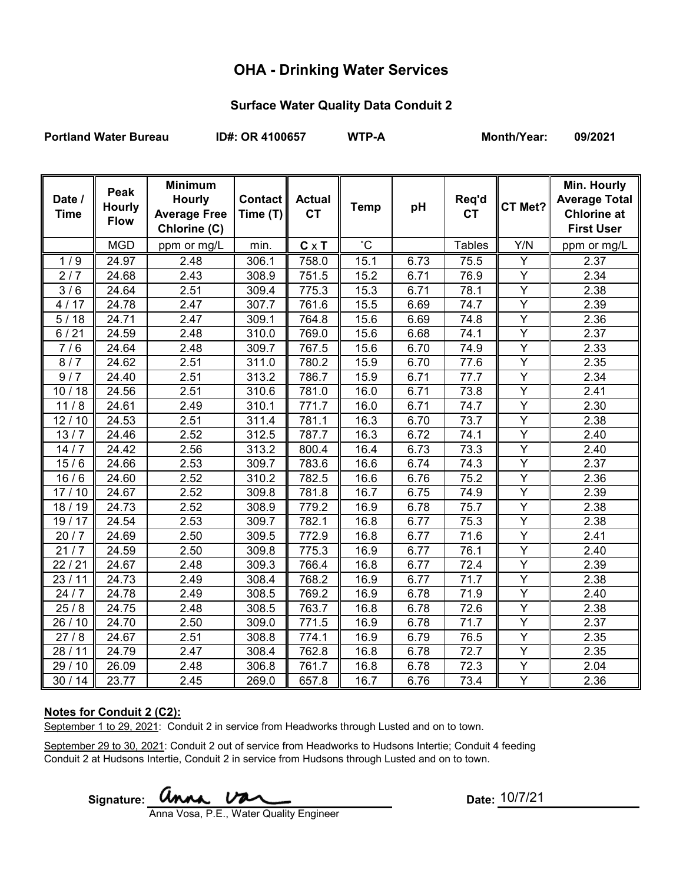# OHA - Drinking Water Services

## Surface Water Quality Data Conduit 2

**Portland Water Bureau** **ID#: OR 4100657** **WTP-A** **Month/Year: 09/2021**

| Date / Time | Peak Hourly Flow | Minimum Hourly Average Free Chlorine (C) | Contact Time (T) | Actual CT | Temp | pH | Req'd CT | CT Met? | Min. Hourly Average Total Chlorine at First User |
|---|---|---|---|---|---|---|---|---|---|
| | MGD | ppm or mg/L | min. | **C** x **T** | ˚C | | Tables | Y/N | ppm or mg/L |
| 1 / 9 | 24.97 | 2.48 | 306.1 | 758.0 | 15.1 | 6.73 | 75.5 | Y | 2.37 |
| 2 / 7 | 24.68 | 2.43 | 308.9 | 751.5 | 15.2 | 6.71 | 76.9 | Y | 2.34 |
| 3 / 6 | 24.64 | 2.51 | 309.4 | 775.3 | 15.3 | 6.71 | 78.1 | Y | 2.38 |
| 4 / 17 | 24.78 | 2.47 | 307.7 | 761.6 | 15.5 | 6.69 | 74.7 | Y | 2.39 |
| 5 / 18 | 24.71 | 2.47 | 309.1 | 764.8 | 15.6 | 6.69 | 74.8 | Y | 2.36 |
| 6 / 21 | 24.59 | 2.48 | 310.0 | 769.0 | 15.6 | 6.68 | 74.1 | Y | 2.37 |
| 7 / 6 | 24.64 | 2.48 | 309.7 | 767.5 | 15.6 | 6.70 | 74.9 | Y | 2.33 |
| 8 / 7 | 24.62 | 2.51 | 311.0 | 780.2 | 15.9 | 6.70 | 77.6 | Y | 2.35 |
| 9 / 7 | 24.40 | 2.51 | 313.2 | 786.7 | 15.9 | 6.71 | 77.7 | Y | 2.34 |
| 10 / 18 | 24.56 | 2.51 | 310.6 | 781.0 | 16.0 | 6.71 | 73.8 | Y | 2.41 |
| 11 / 8 | 24.61 | 2.49 | 310.1 | 771.7 | 16.0 | 6.71 | 74.7 | Y | 2.30 |
| 12 / 10 | 24.53 | 2.51 | 311.4 | 781.1 | 16.3 | 6.70 | 73.7 | Y | 2.38 |
| 13 / 7 | 24.46 | 2.52 | 312.5 | 787.7 | 16.3 | 6.72 | 74.1 | Y | 2.40 |
| 14 / 7 | 24.42 | 2.56 | 313.2 | 800.4 | 16.4 | 6.73 | 73.3 | Y | 2.40 |
| 15 / 6 | 24.66 | 2.53 | 309.7 | 783.6 | 16.6 | 6.74 | 74.3 | Y | 2.37 |
| 16 / 6 | 24.60 | 2.52 | 310.2 | 782.5 | 16.6 | 6.76 | 75.2 | Y | 2.36 |
| 17 / 10 | 24.67 | 2.52 | 309.8 | 781.8 | 16.7 | 6.75 | 74.9 | Y | 2.39 |
| 18 / 19 | 24.73 | 2.52 | 308.9 | 779.2 | 16.9 | 6.78 | 75.7 | Y | 2.38 |
| 19 / 17 | 24.54 | 2.53 | 309.7 | 782.1 | 16.8 | 6.77 | 75.3 | Y | 2.38 |
| 20 / 7 | 24.69 | 2.50 | 309.5 | 772.9 | 16.8 | 6.77 | 71.6 | Y | 2.41 |
| 21 / 7 | 24.59 | 2.50 | 309.8 | 775.3 | 16.9 | 6.77 | 76.1 | Y | 2.40 |
| 22 / 21 | 24.67 | 2.48 | 309.3 | 766.4 | 16.8 | 6.77 | 72.4 | Y | 2.39 |
| 23 / 11 | 24.73 | 2.49 | 308.4 | 768.2 | 16.9 | 6.77 | 71.7 | Y | 2.38 |
| 24 / 7 | 24.78 | 2.49 | 308.5 | 769.2 | 16.9 | 6.78 | 71.9 | Y | 2.40 |
| 25 / 8 | 24.75 | 2.48 | 308.5 | 763.7 | 16.8 | 6.78 | 72.6 | Y | 2.38 |
| 26 / 10 | 24.70 | 2.50 | 309.0 | 771.5 | 16.9 | 6.78 | 71.7 | Y | 2.37 |
| 27 / 8 | 24.67 | 2.51 | 308.8 | 774.1 | 16.9 | 6.79 | 76.5 | Y | 2.35 |
| 28 / 11 | 24.79 | 2.47 | 308.4 | 762.8 | 16.8 | 6.78 | 72.7 | Y | 2.35 |
| 29 / 10 | 26.09 | 2.48 | 306.8 | 761.7 | 16.8 | 6.78 | 72.3 | Y | 2.04 |
| 30 / 14 | 23.77 | 2.45 | 269.0 | 657.8 | 16.7 | 6.76 | 73.4 | Y | 2.36 |

**Notes for Conduit 2 (C2):**

September 1 to 29, 2021: Conduit 2 in service from Headworks through Lusted and on to town.

September 29 to 30, 2021: Conduit 2 out of service from Headworks to Hudsons Intertie; Conduit 4 feeding Conduit 2 at Hudsons Intertie, Conduit 2 in service from Hudsons through Lusted and on to town.

Signature: Anna Vosa
Anna Vosa, P.E., Water Quality Engineer

Date: 10/7/21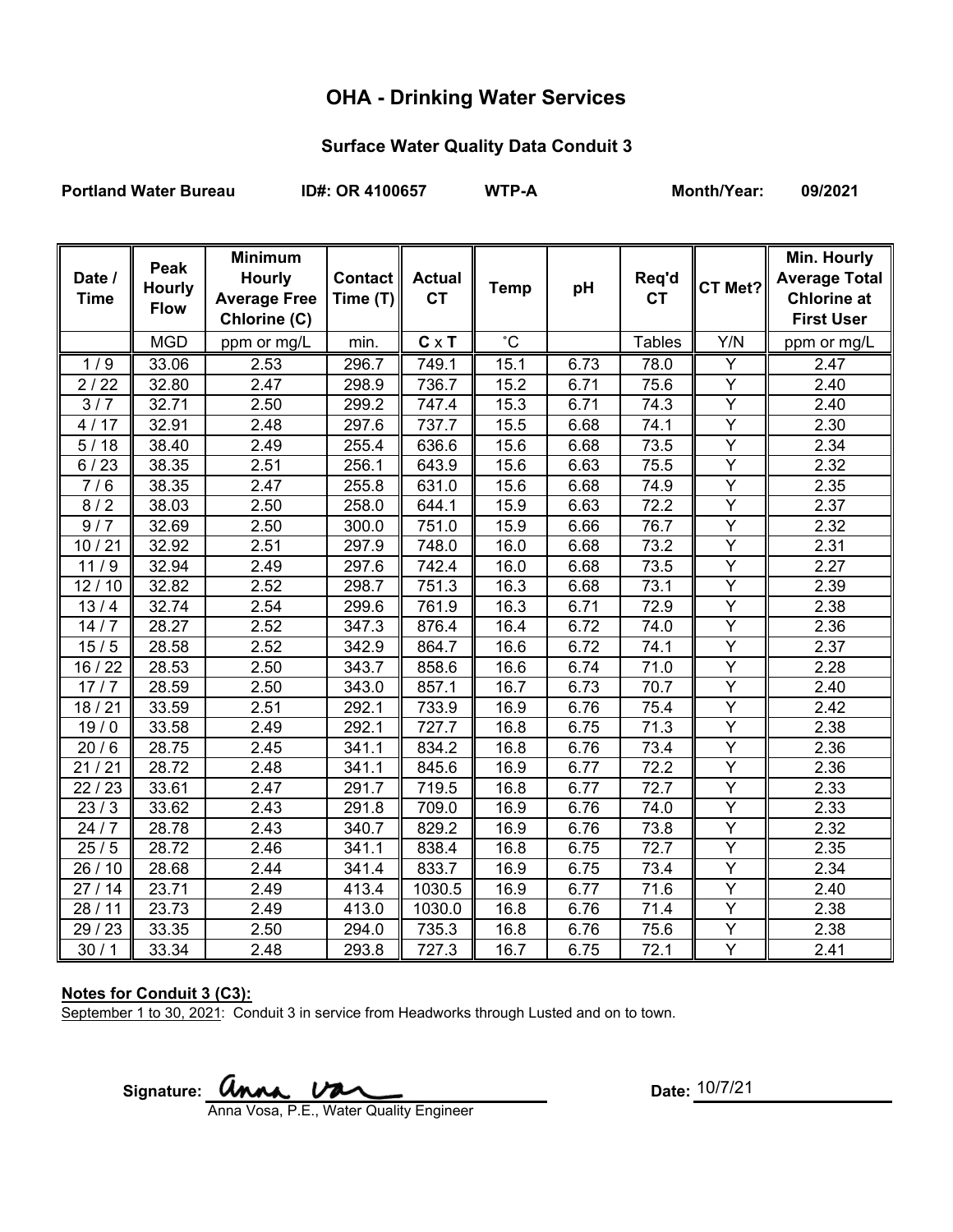# OHA - Drinking Water Services

## Surface Water Quality Data Conduit 3

**Portland Water Bureau** **ID#: OR 4100657** **WTP-A** **Month/Year: 09/2021**

| Date / Time | Peak Hourly Flow | Minimum Hourly Average Free Chlorine (C) | Contact Time (T) | Actual CT | Temp | pH | Req'd CT | CT Met? | Min. Hourly Average Total Chlorine at First User |
|---|---|---|---|---|---|---|---|---|---|
| | MGD | ppm or mg/L | min. | **C** x **T** | ˚C | | Tables | Y/N | ppm or mg/L |
| 1 / 9 | 33.06 | 2.53 | 296.7 | 749.1 | 15.1 | 6.73 | 78.0 | Y | 2.47 |
| 2 / 22 | 32.80 | 2.47 | 298.9 | 736.7 | 15.2 | 6.71 | 75.6 | Y | 2.40 |
| 3 / 7 | 32.71 | 2.50 | 299.2 | 747.4 | 15.3 | 6.71 | 74.3 | Y | 2.40 |
| 4 / 17 | 32.91 | 2.48 | 297.6 | 737.7 | 15.5 | 6.68 | 74.1 | Y | 2.30 |
| 5 / 18 | 38.40 | 2.49 | 255.4 | 636.6 | 15.6 | 6.68 | 73.5 | Y | 2.34 |
| 6 / 23 | 38.35 | 2.51 | 256.1 | 643.9 | 15.6 | 6.63 | 75.5 | Y | 2.32 |
| 7 / 6 | 38.35 | 2.47 | 255.8 | 631.0 | 15.6 | 6.68 | 74.9 | Y | 2.35 |
| 8 / 2 | 38.03 | 2.50 | 258.0 | 644.1 | 15.9 | 6.63 | 72.2 | Y | 2.37 |
| 9 / 7 | 32.69 | 2.50 | 300.0 | 751.0 | 15.9 | 6.66 | 76.7 | Y | 2.32 |
| 10 / 21 | 32.92 | 2.51 | 297.9 | 748.0 | 16.0 | 6.68 | 73.2 | Y | 2.31 |
| 11 / 9 | 32.94 | 2.49 | 297.6 | 742.4 | 16.0 | 6.68 | 73.5 | Y | 2.27 |
| 12 / 10 | 32.82 | 2.52 | 298.7 | 751.3 | 16.3 | 6.68 | 73.1 | Y | 2.39 |
| 13 / 4 | 32.74 | 2.54 | 299.6 | 761.9 | 16.3 | 6.71 | 72.9 | Y | 2.38 |
| 14 / 7 | 28.27 | 2.52 | 347.3 | 876.4 | 16.4 | 6.72 | 74.0 | Y | 2.36 |
| 15 / 5 | 28.58 | 2.52 | 342.9 | 864.7 | 16.6 | 6.72 | 74.1 | Y | 2.37 |
| 16 / 22 | 28.53 | 2.50 | 343.7 | 858.6 | 16.6 | 6.74 | 71.0 | Y | 2.28 |
| 17 / 7 | 28.59 | 2.50 | 343.0 | 857.1 | 16.7 | 6.73 | 70.7 | Y | 2.40 |
| 18 / 21 | 33.59 | 2.51 | 292.1 | 733.9 | 16.9 | 6.76 | 75.4 | Y | 2.42 |
| 19 / 0 | 33.58 | 2.49 | 292.1 | 727.7 | 16.8 | 6.75 | 71.3 | Y | 2.38 |
| 20 / 6 | 28.75 | 2.45 | 341.1 | 834.2 | 16.8 | 6.76 | 73.4 | Y | 2.36 |
| 21 / 21 | 28.72 | 2.48 | 341.1 | 845.6 | 16.9 | 6.77 | 72.2 | Y | 2.36 |
| 22 / 23 | 33.61 | 2.47 | 291.7 | 719.5 | 16.8 | 6.77 | 72.7 | Y | 2.33 |
| 23 / 3 | 33.62 | 2.43 | 291.8 | 709.0 | 16.9 | 6.76 | 74.0 | Y | 2.33 |
| 24 / 7 | 28.78 | 2.43 | 340.7 | 829.2 | 16.9 | 6.76 | 73.8 | Y | 2.32 |
| 25 / 5 | 28.72 | 2.46 | 341.1 | 838.4 | 16.8 | 6.75 | 72.7 | Y | 2.35 |
| 26 / 10 | 28.68 | 2.44 | 341.4 | 833.7 | 16.9 | 6.75 | 73.4 | Y | 2.34 |
| 27 / 14 | 23.71 | 2.49 | 413.4 | 1030.5 | 16.9 | 6.77 | 71.6 | Y | 2.40 |
| 28 / 11 | 23.73 | 2.49 | 413.0 | 1030.0 | 16.8 | 6.76 | 71.4 | Y | 2.38 |
| 29 / 23 | 33.35 | 2.50 | 294.0 | 735.3 | 16.8 | 6.76 | 75.6 | Y | 2.38 |
| 30 / 1 | 33.34 | 2.48 | 293.8 | 727.3 | 16.7 | 6.75 | 72.1 | Y | 2.41 |

**Notes for Conduit 3 (C3):**

September 1 to 30, 2021: Conduit 3 in service from Headworks through Lusted and on to town.

**Signature:** Anna Vosa

Anna Vosa, P.E., Water Quality Engineer

**Date:** 10/7/21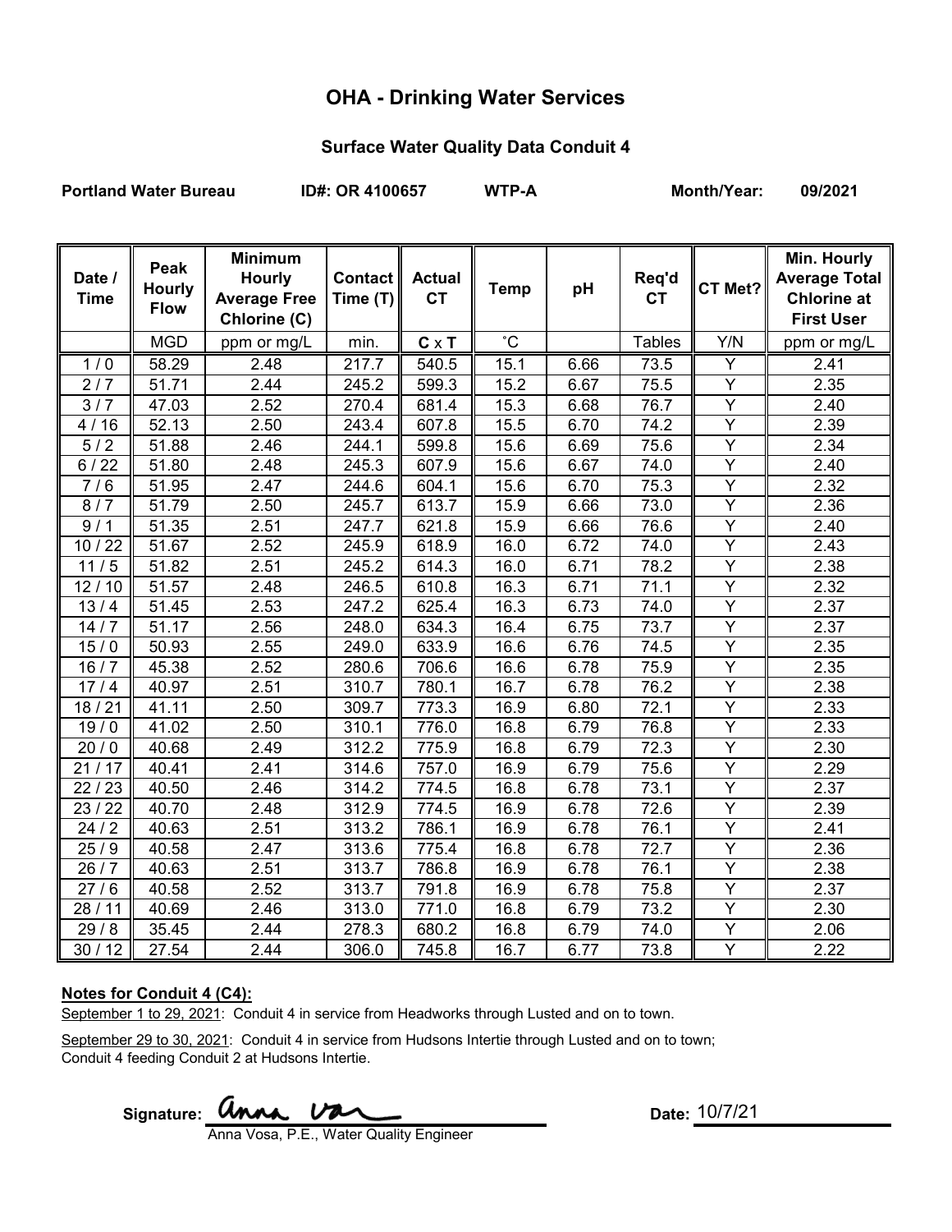# OHA - Drinking Water Services

## Surface Water Quality Data Conduit 4

**Portland Water Bureau** **ID#: OR 4100657** **WTP-A** **Month/Year: 09/2021**

| Date / Time | Peak Hourly Flow | Minimum Hourly Average Free Chlorine (C) | Contact Time (T) | Actual CT | Temp | pH | Req'd CT | CT Met? | Min. Hourly Average Total Chlorine at First User |
|---|---|---|---|---|---|---|---|---|---|
| | MGD | ppm or mg/L | min. | **C** x **T** | ˚C | | Tables | Y/N | ppm or mg/L |
| 1 / 0 | 58.29 | 2.48 | 217.7 | 540.5 | 15.1 | 6.66 | 73.5 | Y | 2.41 |
| 2 / 7 | 51.71 | 2.44 | 245.2 | 599.3 | 15.2 | 6.67 | 75.5 | Y | 2.35 |
| 3 / 7 | 47.03 | 2.52 | 270.4 | 681.4 | 15.3 | 6.68 | 76.7 | Y | 2.40 |
| 4 / 16 | 52.13 | 2.50 | 243.4 | 607.8 | 15.5 | 6.70 | 74.2 | Y | 2.39 |
| 5 / 2 | 51.88 | 2.46 | 244.1 | 599.8 | 15.6 | 6.69 | 75.6 | Y | 2.34 |
| 6 / 22 | 51.80 | 2.48 | 245.3 | 607.9 | 15.6 | 6.67 | 74.0 | Y | 2.40 |
| 7 / 6 | 51.95 | 2.47 | 244.6 | 604.1 | 15.6 | 6.70 | 75.3 | Y | 2.32 |
| 8 / 7 | 51.79 | 2.50 | 245.7 | 613.7 | 15.9 | 6.66 | 73.0 | Y | 2.36 |
| 9 / 1 | 51.35 | 2.51 | 247.7 | 621.8 | 15.9 | 6.66 | 76.6 | Y | 2.40 |
| 10 / 22 | 51.67 | 2.52 | 245.9 | 618.9 | 16.0 | 6.72 | 74.0 | Y | 2.43 |
| 11 / 5 | 51.82 | 2.51 | 245.2 | 614.3 | 16.0 | 6.71 | 78.2 | Y | 2.38 |
| 12 / 10 | 51.57 | 2.48 | 246.5 | 610.8 | 16.3 | 6.71 | 71.1 | Y | 2.32 |
| 13 / 4 | 51.45 | 2.53 | 247.2 | 625.4 | 16.3 | 6.73 | 74.0 | Y | 2.37 |
| 14 / 7 | 51.17 | 2.56 | 248.0 | 634.3 | 16.4 | 6.75 | 73.7 | Y | 2.37 |
| 15 / 0 | 50.93 | 2.55 | 249.0 | 633.9 | 16.6 | 6.76 | 74.5 | Y | 2.35 |
| 16 / 7 | 45.38 | 2.52 | 280.6 | 706.6 | 16.6 | 6.78 | 75.9 | Y | 2.35 |
| 17 / 4 | 40.97 | 2.51 | 310.7 | 780.1 | 16.7 | 6.78 | 76.2 | Y | 2.38 |
| 18 / 21 | 41.11 | 2.50 | 309.7 | 773.3 | 16.9 | 6.80 | 72.1 | Y | 2.33 |
| 19 / 0 | 41.02 | 2.50 | 310.1 | 776.0 | 16.8 | 6.79 | 76.8 | Y | 2.33 |
| 20 / 0 | 40.68 | 2.49 | 312.2 | 775.9 | 16.8 | 6.79 | 72.3 | Y | 2.30 |
| 21 / 17 | 40.41 | 2.41 | 314.6 | 757.0 | 16.9 | 6.79 | 75.6 | Y | 2.29 |
| 22 / 23 | 40.50 | 2.46 | 314.2 | 774.5 | 16.8 | 6.78 | 73.1 | Y | 2.37 |
| 23 / 22 | 40.70 | 2.48 | 312.9 | 774.5 | 16.9 | 6.78 | 72.6 | Y | 2.39 |
| 24 / 2 | 40.63 | 2.51 | 313.2 | 786.1 | 16.9 | 6.78 | 76.1 | Y | 2.41 |
| 25 / 9 | 40.58 | 2.47 | 313.6 | 775.4 | 16.8 | 6.78 | 72.7 | Y | 2.36 |
| 26 / 7 | 40.63 | 2.51 | 313.7 | 786.8 | 16.9 | 6.78 | 76.1 | Y | 2.38 |
| 27 / 6 | 40.58 | 2.52 | 313.7 | 791.8 | 16.9 | 6.78 | 75.8 | Y | 2.37 |
| 28 / 11 | 40.69 | 2.46 | 313.0 | 771.0 | 16.8 | 6.79 | 73.2 | Y | 2.30 |
| 29 / 8 | 35.45 | 2.44 | 278.3 | 680.2 | 16.8 | 6.79 | 74.0 | Y | 2.06 |
| 30 / 12 | 27.54 | 2.44 | 306.0 | 745.8 | 16.7 | 6.77 | 73.8 | Y | 2.22 |

**Notes for Conduit 4 (C4):**

September 1 to 29, 2021: Conduit 4 in service from Headworks through Lusted and on to town.

September 29 to 30, 2021: Conduit 4 in service from Hudsons Intertie through Lusted and on to town; Conduit 4 feeding Conduit 2 at Hudsons Intertie.

Signature: Anna Vosa

Anna Vosa, P.E., Water Quality Engineer

Date: 10/7/21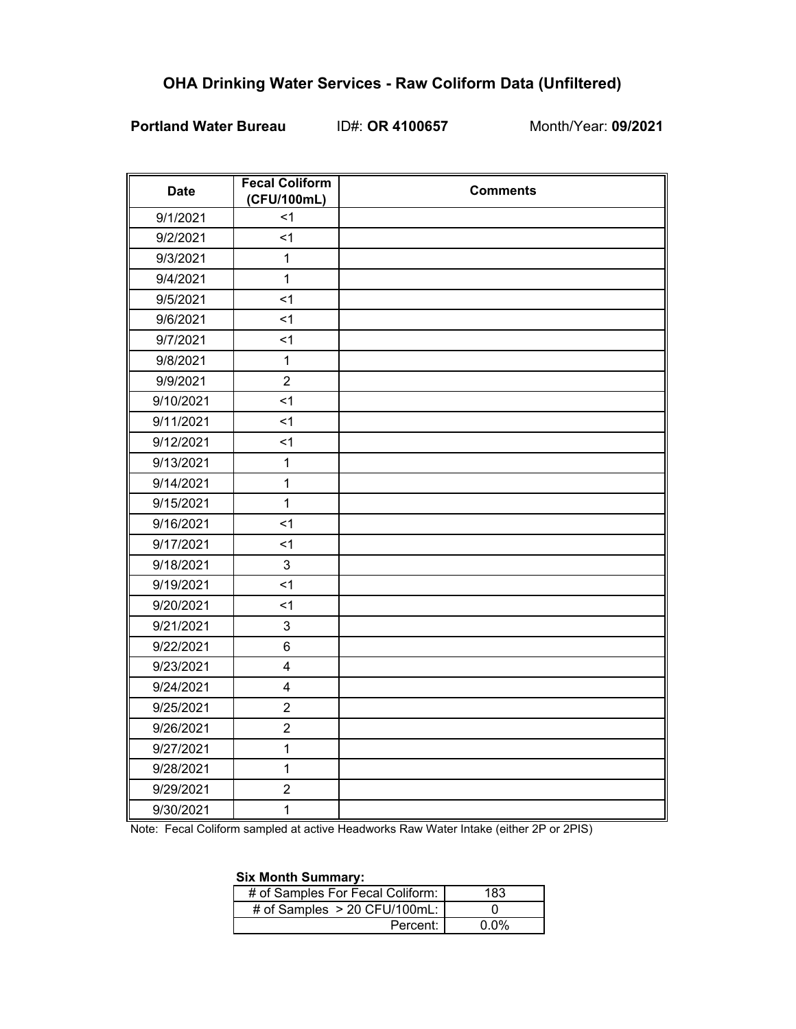# OHA Drinking Water Services - Raw Coliform Data (Unfiltered)

**Portland Water Bureau** ID#: **OR 4100657** Month/Year: **09/2021**

| Date | Fecal Coliform (CFU/100mL) | Comments |
|---|---|---|
| 9/1/2021 | <1 | |
| 9/2/2021 | <1 | |
| 9/3/2021 | 1 | |
| 9/4/2021 | 1 | |
| 9/5/2021 | <1 | |
| 9/6/2021 | <1 | |
| 9/7/2021 | <1 | |
| 9/8/2021 | 1 | |
| 9/9/2021 | 2 | |
| 9/10/2021 | <1 | |
| 9/11/2021 | <1 | |
| 9/12/2021 | <1 | |
| 9/13/2021 | 1 | |
| 9/14/2021 | 1 | |
| 9/15/2021 | 1 | |
| 9/16/2021 | <1 | |
| 9/17/2021 | <1 | |
| 9/18/2021 | 3 | |
| 9/19/2021 | <1 | |
| 9/20/2021 | <1 | |
| 9/21/2021 | 3 | |
| 9/22/2021 | 6 | |
| 9/23/2021 | 4 | |
| 9/24/2021 | 4 | |
| 9/25/2021 | 2 | |
| 9/26/2021 | 2 | |
| 9/27/2021 | 1 | |
| 9/28/2021 | 1 | |
| 9/29/2021 | 2 | |
| 9/30/2021 | 1 | |

Note: Fecal Coliform sampled at active Headworks Raw Water Intake (either 2P or 2PIS)

**Six Month Summary:**

| | |
|---|---|
| # of Samples For Fecal Coliform: | 183 |
| # of Samples > 20 CFU/100mL: | 0 |
| Percent: | 0.0% |